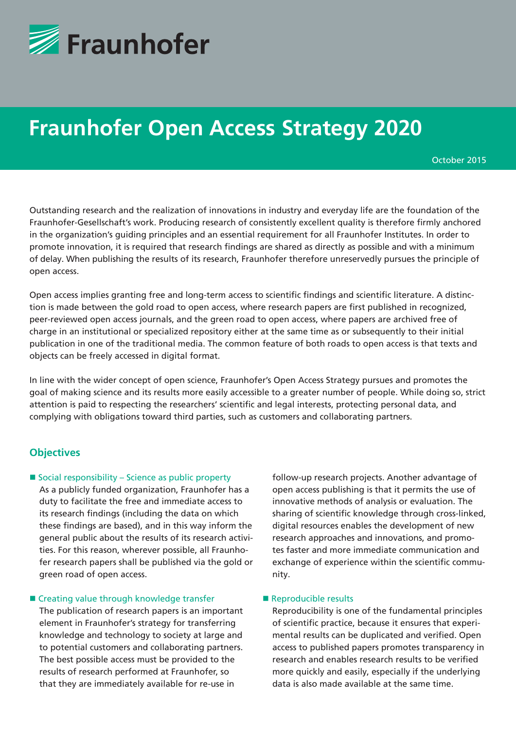Fraunhofer

# Fraunhofer Open Access Strategy 2020

October 2015

Outstanding research and the realization of innovations in industry and everyday life are the foundation of the Fraunhofer-Gesellschaft's work. Producing research of consistently excellent quality is therefore firmly anchored in the organization's guiding principles and an essential requirement for all Fraunhofer Institutes. In order to promote innovation, it is required that research findings are shared as directly as possible and with a minimum of delay. When publishing the results of its research, Fraunhofer therefore unreservedly pursues the principle of open access.

Open access implies granting free and long-term access to scientific findings and scientific literature. A distinction is made between the gold road to open access, where research papers are first published in recognized, peer-reviewed open access journals, and the green road to open access, where papers are archived free of charge in an institutional or specialized repository either at the same time as or subsequently to their initial publication in one of the traditional media. The common feature of both roads to open access is that texts and objects can be freely accessed in digital format.

In line with the wider concept of open science, Fraunhofer's Open Access Strategy pursues and promotes the goal of making science and its results more easily accessible to a greater number of people. While doing so, strict attention is paid to respecting the researchers' scientific and legal interests, protecting personal data, and complying with obligations toward third parties, such as customers and collaborating partners.

## Objectives

- **Social responsibility – Science as public property**
  As a publicly funded organization, Fraunhofer has a duty to facilitate the free and immediate access to its research findings (including the data on which these findings are based), and in this way inform the general public about the results of its research activities. For this reason, wherever possible, all Fraunhofer research papers shall be published via the gold or green road of open access.

- **Creating value through knowledge transfer**
  The publication of research papers is an important element in Fraunhofer's strategy for transferring knowledge and technology to society at large and to potential customers and collaborating partners. The best possible access must be provided to the results of research performed at Fraunhofer, so that they are immediately available for re-use in follow-up research projects. Another advantage of open access publishing is that it permits the use of innovative methods of analysis or evaluation. The sharing of scientific knowledge through cross-linked, digital resources enables the development of new research approaches and innovations, and promotes faster and more immediate communication and exchange of experience within the scientific community.

- **Reproducible results**
  Reproducibility is one of the fundamental principles of scientific practice, because it ensures that experimental results can be duplicated and verified. Open access to published papers promotes transparency in research and enables research results to be verified more quickly and easily, especially if the underlying data is also made available at the same time.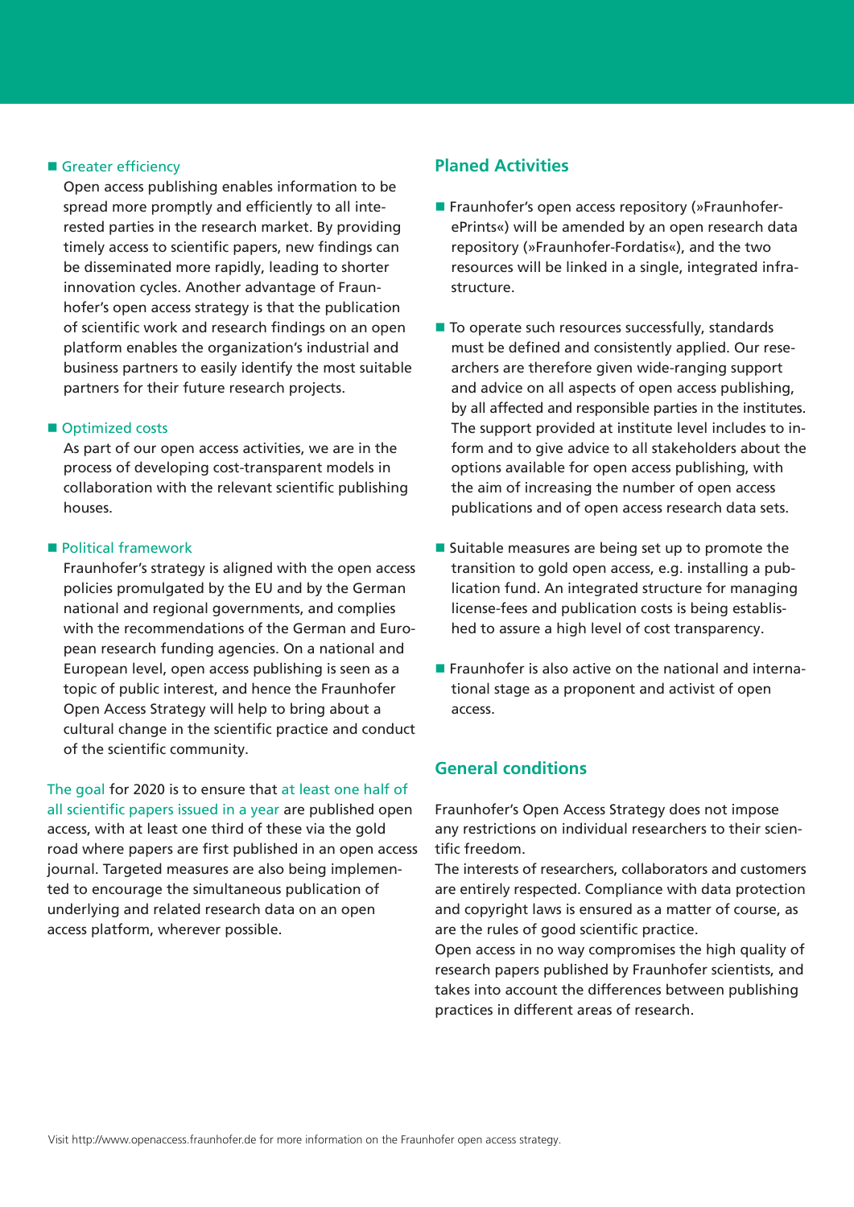- **Greater efficiency**
  Open access publishing enables information to be spread more promptly and efficiently to all interested parties in the research market. By providing timely access to scientific papers, new findings can be disseminated more rapidly, leading to shorter innovation cycles. Another advantage of Fraunhofer's open access strategy is that the publication of scientific work and research findings on an open platform enables the organization's industrial and business partners to easily identify the most suitable partners for their future research projects.

- **Optimized costs**
  As part of our open access activities, we are in the process of developing cost-transparent models in collaboration with the relevant scientific publishing houses.

- **Political framework**
  Fraunhofer's strategy is aligned with the open access policies promulgated by the EU and by the German national and regional governments, and complies with the recommendations of the German and European research funding agencies. On a national and European level, open access publishing is seen as a topic of public interest, and hence the Fraunhofer Open Access Strategy will help to bring about a cultural change in the scientific practice and conduct of the scientific community.

The goal for 2020 is to ensure that at least one half of all scientific papers issued in a year are published open access, with at least one third of these via the gold road where papers are first published in an open access journal. Targeted measures are also being implemented to encourage the simultaneous publication of underlying and related research data on an open access platform, wherever possible.

## Planed Activities

- Fraunhofer's open access repository (»Fraunhofer-ePrints«) will be amended by an open research data repository (»Fraunhofer-Fordatis«), and the two resources will be linked in a single, integrated infrastructure.

- To operate such resources successfully, standards must be defined and consistently applied. Our researchers are therefore given wide-ranging support and advice on all aspects of open access publishing, by all affected and responsible parties in the institutes. The support provided at institute level includes to inform and to give advice to all stakeholders about the options available for open access publishing, with the aim of increasing the number of open access publications and of open access research data sets.

- Suitable measures are being set up to promote the transition to gold open access, e.g. installing a publication fund. An integrated structure for managing license-fees and publication costs is being established to assure a high level of cost transparency.

- Fraunhofer is also active on the national and international stage as a proponent and activist of open access.

## General conditions

Fraunhofer's Open Access Strategy does not impose any restrictions on individual researchers to their scientific freedom.
The interests of researchers, collaborators and customers are entirely respected. Compliance with data protection and copyright laws is ensured as a matter of course, as are the rules of good scientific practice.
Open access in no way compromises the high quality of research papers published by Fraunhofer scientists, and takes into account the differences between publishing practices in different areas of research.

Visit http://www.openaccess.fraunhofer.de for more information on the Fraunhofer open access strategy.